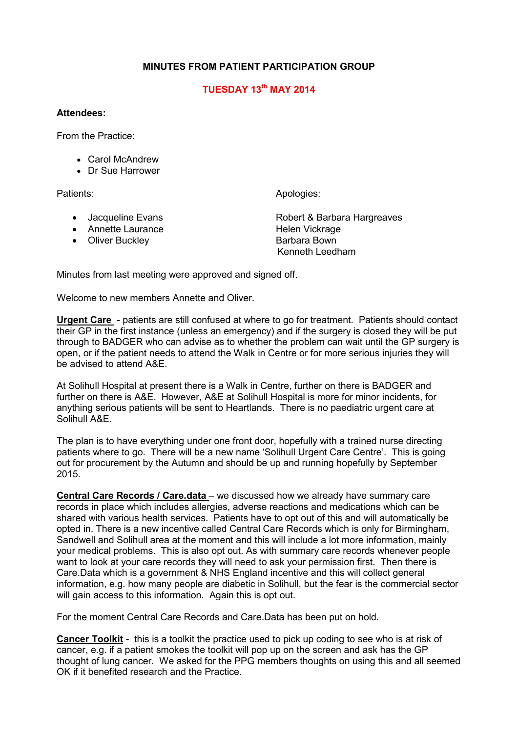# MINUTES FROM PATIENT PARTICIPATION GROUP

## TUESDAY 13th MAY 2014

**Attendees:**

From the Practice:

- Carol McAndrew
- Dr Sue Harrower

Patients:

- Jacqueline Evans
- Annette Laurance
- Oliver Buckley

Apologies:

Robert & Barbara Hargreaves
Helen Vickrage
Barbara Bown
Kenneth Leedham

Minutes from last meeting were approved and signed off.

Welcome to new members Annette and Oliver.

**Urgent Care** - patients are still confused at where to go for treatment. Patients should contact their GP in the first instance (unless an emergency) and if the surgery is closed they will be put through to BADGER who can advise as to whether the problem can wait until the GP surgery is open, or if the patient needs to attend the Walk in Centre or for more serious injuries they will be advised to attend A&E.

At Solihull Hospital at present there is a Walk in Centre, further on there is BADGER and further on there is A&E. However, A&E at Solihull Hospital is more for minor incidents, for anything serious patients will be sent to Heartlands. There is no paediatric urgent care at Solihull A&E.

The plan is to have everything under one front door, hopefully with a trained nurse directing patients where to go. There will be a new name 'Solihull Urgent Care Centre'. This is going out for procurement by the Autumn and should be up and running hopefully by September 2015.

**Central Care Records / Care.data** – we discussed how we already have summary care records in place which includes allergies, adverse reactions and medications which can be shared with various health services. Patients have to opt out of this and will automatically be opted in. There is a new incentive called Central Care Records which is only for Birmingham, Sandwell and Solihull area at the moment and this will include a lot more information, mainly your medical problems. This is also opt out. As with summary care records whenever people want to look at your care records they will need to ask your permission first. Then there is Care.Data which is a government & NHS England incentive and this will collect general information, e.g. how many people are diabetic in Solihull, but the fear is the commercial sector will gain access to this information. Again this is opt out.

For the moment Central Care Records and Care.Data has been put on hold.

**Cancer Toolkit** - this is a toolkit the practice used to pick up coding to see who is at risk of cancer, e.g. if a patient smokes the toolkit will pop up on the screen and ask has the GP thought of lung cancer. We asked for the PPG members thoughts on using this and all seemed OK if it benefited research and the Practice.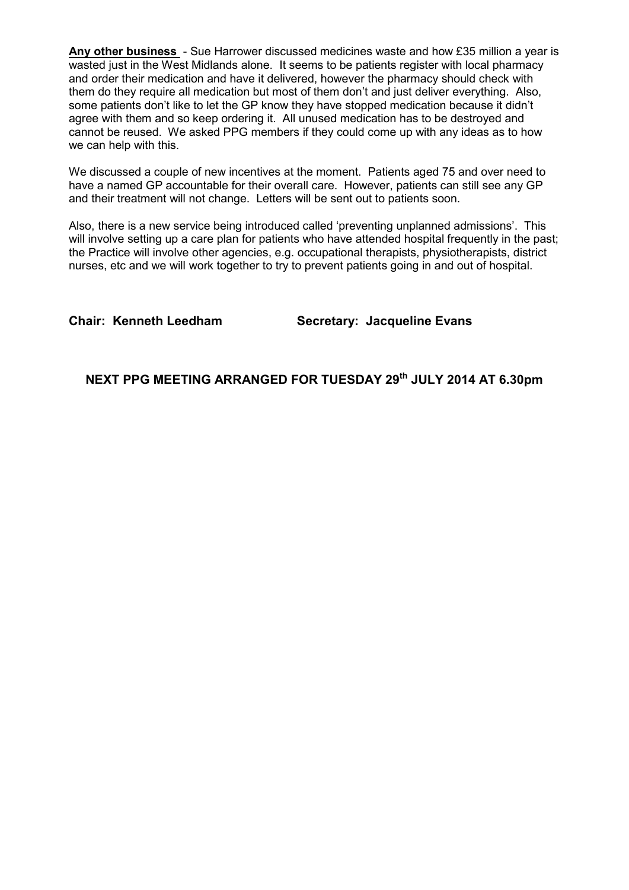**<u>Any other business</u>** - Sue Harrower discussed medicines waste and how £35 million a year is wasted just in the West Midlands alone. It seems to be patients register with local pharmacy and order their medication and have it delivered, however the pharmacy should check with them do they require all medication but most of them don't and just deliver everything. Also, some patients don't like to let the GP know they have stopped medication because it didn't agree with them and so keep ordering it. All unused medication has to be destroyed and cannot be reused. We asked PPG members if they could come up with any ideas as to how we can help with this.

We discussed a couple of new incentives at the moment. Patients aged 75 and over need to have a named GP accountable for their overall care. However, patients can still see any GP and their treatment will not change. Letters will be sent out to patients soon.

Also, there is a new service being introduced called 'preventing unplanned admissions'. This will involve setting up a care plan for patients who have attended hospital frequently in the past; the Practice will involve other agencies, e.g. occupational therapists, physiotherapists, district nurses, etc and we will work together to try to prevent patients going in and out of hospital.

**Chair: Kenneth Leedham** **Secretary: Jacqueline Evans**

**NEXT PPG MEETING ARRANGED FOR TUESDAY 29th JULY 2014 AT 6.30pm**